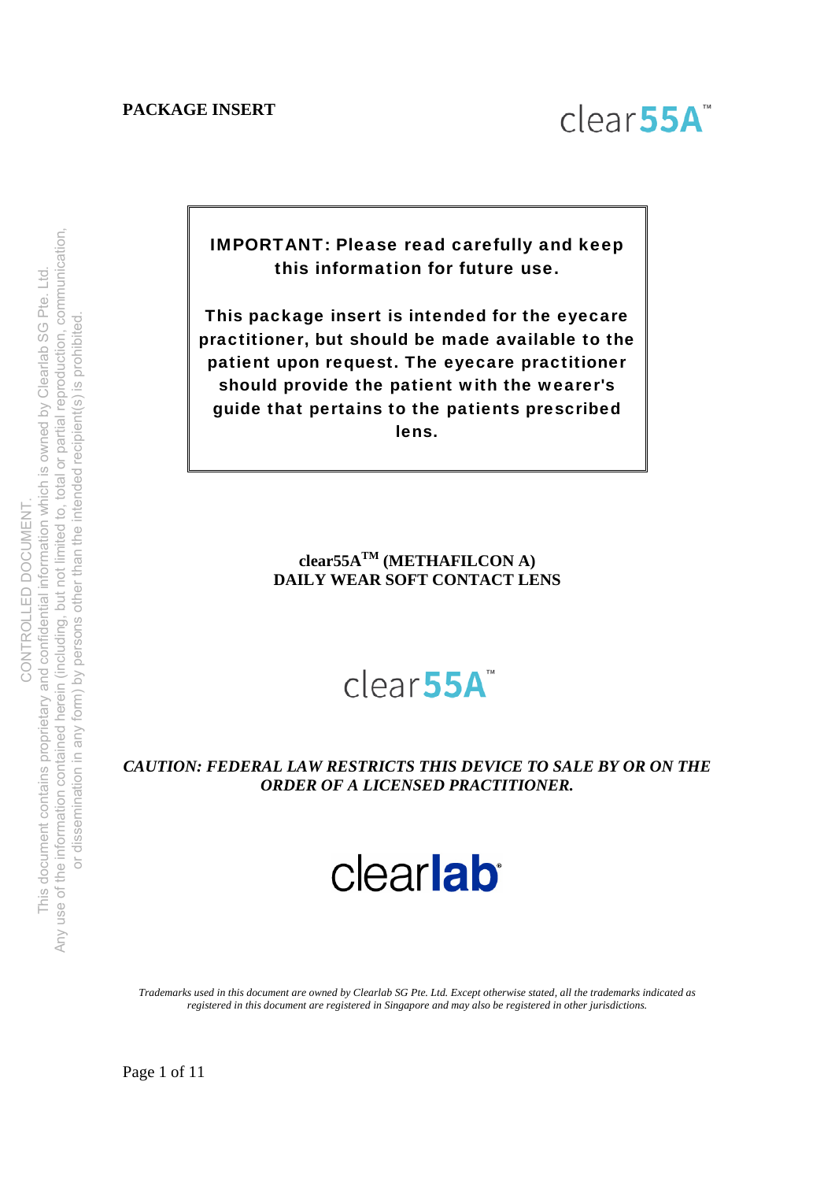**PACKAGE INSERT**

clear55A™

> **IMPORTANT: Please read carefully and keep this information for future use.**
>
> **This package insert is intended for the eyecare practitioner, but should be made available to the patient upon request. The eyecare practitioner should provide the patient with the wearer's guide that pertains to the patients prescribed lens.**

**clear55A™ (METHAFILCON A)**
**DAILY WEAR SOFT CONTACT LENS**

clear55A™

***CAUTION: FEDERAL LAW RESTRICTS THIS DEVICE TO SALE BY OR ON THE ORDER OF A LICENSED PRACTITIONER.***

clearlab

*Trademarks used in this document are owned by Clearlab SG Pte. Ltd. Except otherwise stated, all the trademarks indicated as registered in this document are registered in Singapore and may also be registered in other jurisdictions.*

CONTROLLED DOCUMENT.
This document contains proprietary and confidential information which is owned by Clearlab SG Pte. Ltd.
Any use of the information contained herein (including, but not limited to, total or partial reproduction, communication, or dissemination in any form) by persons other than the intended recipient(s) is prohibited.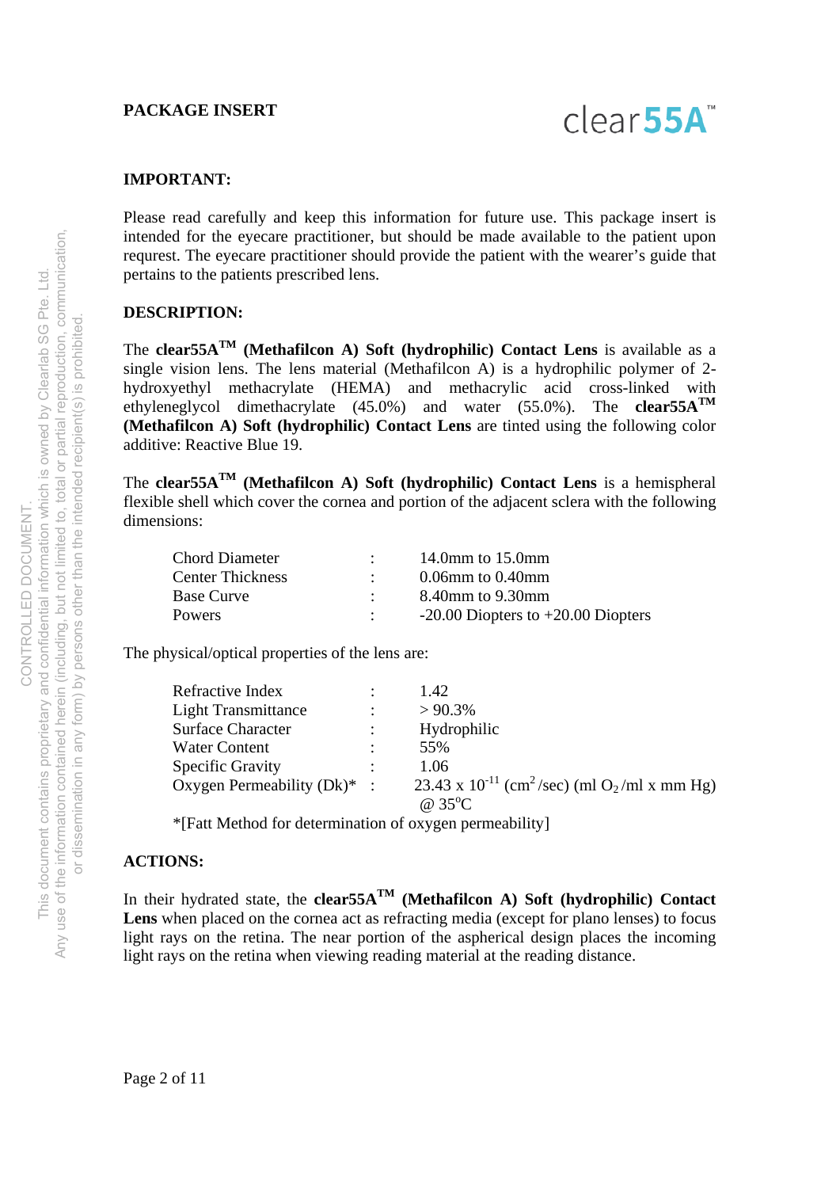**PACKAGE INSERT**

clear**55A**™

**IMPORTANT:**

Please read carefully and keep this information for future use. This package insert is intended for the eyecare practitioner, but should be made available to the patient upon requrest. The eyecare practitioner should provide the patient with the wearer's guide that pertains to the patients prescribed lens.

**DESCRIPTION:**

The **clear55A™ (Methafilcon A) Soft (hydrophilic) Contact Lens** is available as a single vision lens. The lens material (Methafilcon A) is a hydrophilic polymer of 2-hydroxyethyl methacrylate (HEMA) and methacrylic acid cross-linked with ethyleneglycol dimethacrylate (45.0%) and water (55.0%). The **clear55A™ (Methafilcon A) Soft (hydrophilic) Contact Lens** are tinted using the following color additive: Reactive Blue 19.

The **clear55A™ (Methafilcon A) Soft (hydrophilic) Contact Lens** is a hemispheral flexible shell which cover the cornea and portion of the adjacent sclera with the following dimensions:

| | | |
|---|---|---|
| Chord Diameter | : | 14.0mm to 15.0mm |
| Center Thickness | : | 0.06mm to 0.40mm |
| Base Curve | : | 8.40mm to 9.30mm |
| Powers | : | -20.00 Diopters to +20.00 Diopters |

The physical/optical properties of the lens are:

| | | |
|---|---|---|
| Refractive Index | : | 1.42 |
| Light Transmittance | : | > 90.3% |
| Surface Character | : | Hydrophilic |
| Water Content | : | 55% |
| Specific Gravity | : | 1.06 |
| Oxygen Permeability (Dk)* | : | $23.43 \times 10^{-11}$ ($cm^2$/sec) (ml $O_2$/ml x mm Hg) @ 35°C |

*[Fatt Method for determination of oxygen permeability]

**ACTIONS:**

In their hydrated state, the **clear55A™ (Methafilcon A) Soft (hydrophilic) Contact Lens** when placed on the cornea act as refracting media (except for plano lenses) to focus light rays on the retina. The near portion of the aspherical design places the incoming light rays on the retina when viewing reading material at the reading distance.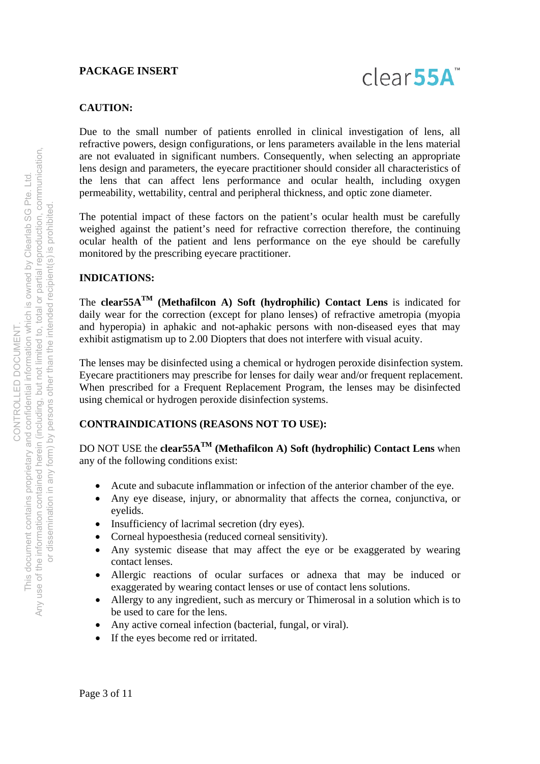**PACKAGE INSERT**

clear55A™

**CAUTION:**

Due to the small number of patients enrolled in clinical investigation of lens, all refractive powers, design configurations, or lens parameters available in the lens material are not evaluated in significant numbers. Consequently, when selecting an appropriate lens design and parameters, the eyecare practitioner should consider all characteristics of the lens that can affect lens performance and ocular health, including oxygen permeability, wettability, central and peripheral thickness, and optic zone diameter.

The potential impact of these factors on the patient's ocular health must be carefully weighed against the patient's need for refractive correction therefore, the continuing ocular health of the patient and lens performance on the eye should be carefully monitored by the prescribing eyecare practitioner.

**INDICATIONS:**

The **clear55A™ (Methafilcon A) Soft (hydrophilic) Contact Lens** is indicated for daily wear for the correction (except for plano lenses) of refractive ametropia (myopia and hyperopia) in aphakic and not-aphakic persons with non-diseased eyes that may exhibit astigmatism up to 2.00 Diopters that does not interfere with visual acuity.

The lenses may be disinfected using a chemical or hydrogen peroxide disinfection system. Eyecare practitioners may prescribe for lenses for daily wear and/or frequent replacement. When prescribed for a Frequent Replacement Program, the lenses may be disinfected using chemical or hydrogen peroxide disinfection systems.

**CONTRAINDICATIONS (REASONS NOT TO USE):**

DO NOT USE the **clear55A™ (Methafilcon A) Soft (hydrophilic) Contact Lens** when any of the following conditions exist:

- Acute and subacute inflammation or infection of the anterior chamber of the eye.
- Any eye disease, injury, or abnormality that affects the cornea, conjunctiva, or eyelids.
- Insufficiency of lacrimal secretion (dry eyes).
- Corneal hypoesthesia (reduced corneal sensitivity).
- Any systemic disease that may affect the eye or be exaggerated by wearing contact lenses.
- Allergic reactions of ocular surfaces or adnexa that may be induced or exaggerated by wearing contact lenses or use of contact lens solutions.
- Allergy to any ingredient, such as mercury or Thimerosal in a solution which is to be used to care for the lens.
- Any active corneal infection (bacterial, fungal, or viral).
- If the eyes become red or irritated.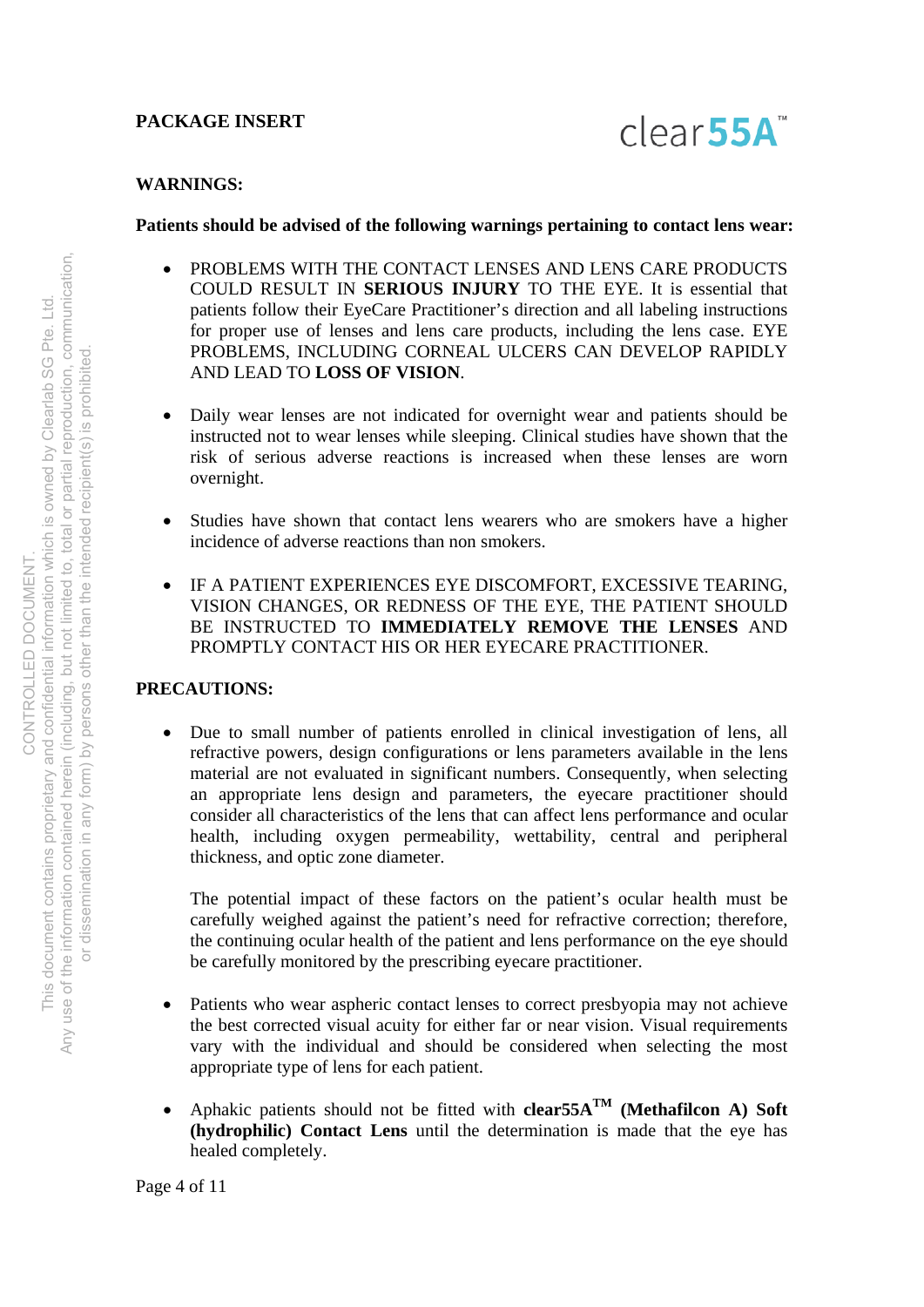**PACKAGE INSERT**

clear55A™

**WARNINGS:**

**Patients should be advised of the following warnings pertaining to contact lens wear:**

- PROBLEMS WITH THE CONTACT LENSES AND LENS CARE PRODUCTS COULD RESULT IN **SERIOUS INJURY** TO THE EYE. It is essential that patients follow their EyeCare Practitioner's direction and all labeling instructions for proper use of lenses and lens care products, including the lens case. EYE PROBLEMS, INCLUDING CORNEAL ULCERS CAN DEVELOP RAPIDLY AND LEAD TO **LOSS OF VISION**.

- Daily wear lenses are not indicated for overnight wear and patients should be instructed not to wear lenses while sleeping. Clinical studies have shown that the risk of serious adverse reactions is increased when these lenses are worn overnight.

- Studies have shown that contact lens wearers who are smokers have a higher incidence of adverse reactions than non smokers.

- IF A PATIENT EXPERIENCES EYE DISCOMFORT, EXCESSIVE TEARING, VISION CHANGES, OR REDNESS OF THE EYE, THE PATIENT SHOULD BE INSTRUCTED TO **IMMEDIATELY REMOVE THE LENSES** AND PROMPTLY CONTACT HIS OR HER EYECARE PRACTITIONER.

**PRECAUTIONS:**

- Due to small number of patients enrolled in clinical investigation of lens, all refractive powers, design configurations or lens parameters available in the lens material are not evaluated in significant numbers. Consequently, when selecting an appropriate lens design and parameters, the eyecare practitioner should consider all characteristics of the lens that can affect lens performance and ocular health, including oxygen permeability, wettability, central and peripheral thickness, and optic zone diameter.

  The potential impact of these factors on the patient's ocular health must be carefully weighed against the patient's need for refractive correction; therefore, the continuing ocular health of the patient and lens performance on the eye should be carefully monitored by the prescribing eyecare practitioner.

- Patients who wear aspheric contact lenses to correct presbyopia may not achieve the best corrected visual acuity for either far or near vision. Visual requirements vary with the individual and should be considered when selecting the most appropriate type of lens for each patient.

- Aphakic patients should not be fitted with **clear55A™ (Methafilcon A) Soft (hydrophilic) Contact Lens** until the determination is made that the eye has healed completely.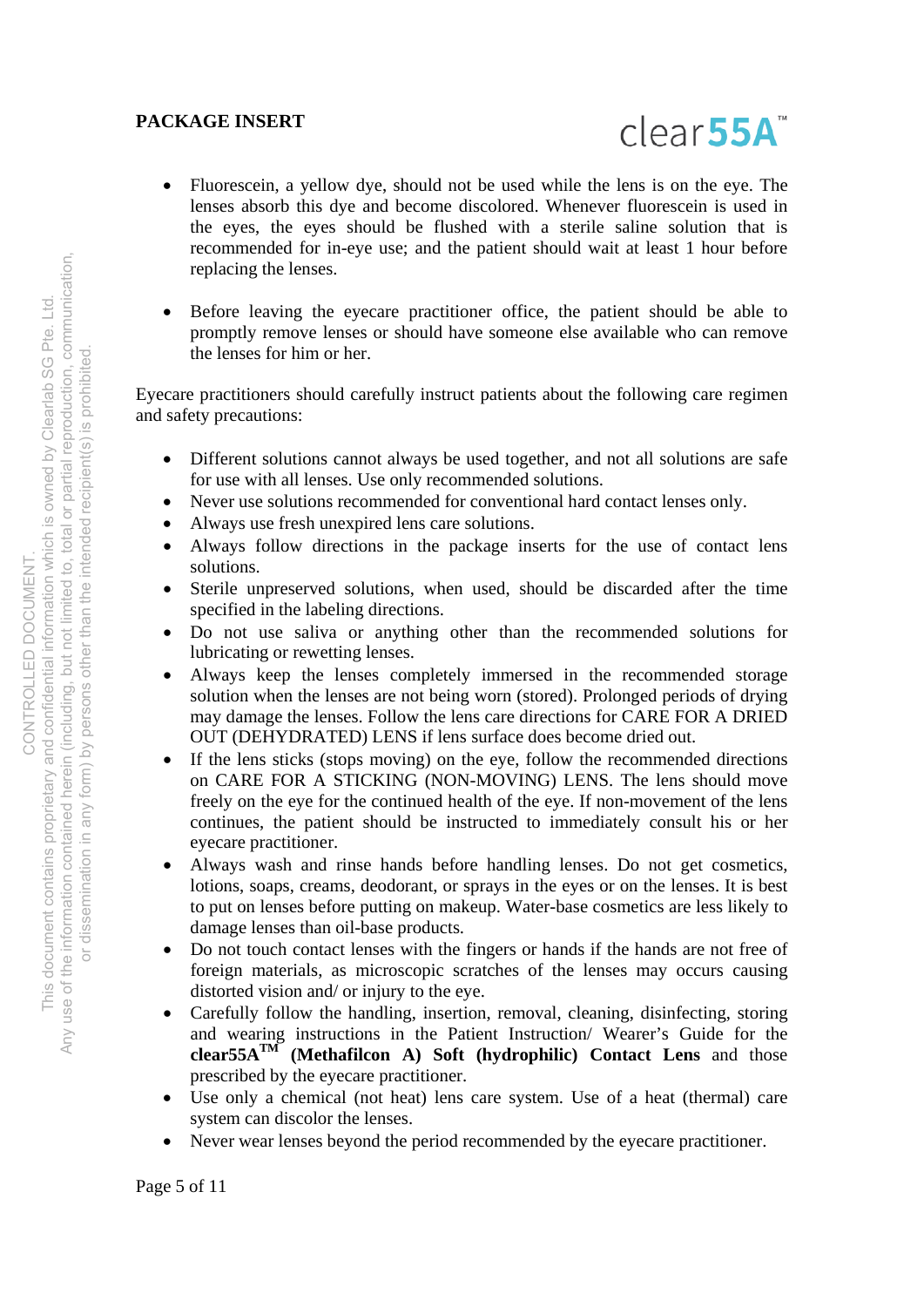- Fluorescein, a yellow dye, should not be used while the lens is on the eye. The lenses absorb this dye and become discolored. Whenever fluorescein is used in the eyes, the eyes should be flushed with a sterile saline solution that is recommended for in-eye use; and the patient should wait at least 1 hour before replacing the lenses.

- Before leaving the eyecare practitioner office, the patient should be able to promptly remove lenses or should have someone else available who can remove the lenses for him or her.

Eyecare practitioners should carefully instruct patients about the following care regimen and safety precautions:

- Different solutions cannot always be used together, and not all solutions are safe for use with all lenses. Use only recommended solutions.
- Never use solutions recommended for conventional hard contact lenses only.
- Always use fresh unexpired lens care solutions.
- Always follow directions in the package inserts for the use of contact lens solutions.
- Sterile unpreserved solutions, when used, should be discarded after the time specified in the labeling directions.
- Do not use saliva or anything other than the recommended solutions for lubricating or rewetting lenses.
- Always keep the lenses completely immersed in the recommended storage solution when the lenses are not being worn (stored). Prolonged periods of drying may damage the lenses. Follow the lens care directions for CARE FOR A DRIED OUT (DEHYDRATED) LENS if lens surface does become dried out.
- If the lens sticks (stops moving) on the eye, follow the recommended directions on CARE FOR A STICKING (NON-MOVING) LENS. The lens should move freely on the eye for the continued health of the eye. If non-movement of the lens continues, the patient should be instructed to immediately consult his or her eyecare practitioner.
- Always wash and rinse hands before handling lenses. Do not get cosmetics, lotions, soaps, creams, deodorant, or sprays in the eyes or on the lenses. It is best to put on lenses before putting on makeup. Water-base cosmetics are less likely to damage lenses than oil-base products.
- Do not touch contact lenses with the fingers or hands if the hands are not free of foreign materials, as microscopic scratches of the lenses may occurs causing distorted vision and/ or injury to the eye.
- Carefully follow the handling, insertion, removal, cleaning, disinfecting, storing and wearing instructions in the Patient Instruction/ Wearer's Guide for the **clear55A™ (Methafilcon A) Soft (hydrophilic) Contact Lens** and those prescribed by the eyecare practitioner.
- Use only a chemical (not heat) lens care system. Use of a heat (thermal) care system can discolor the lenses.
- Never wear lenses beyond the period recommended by the eyecare practitioner.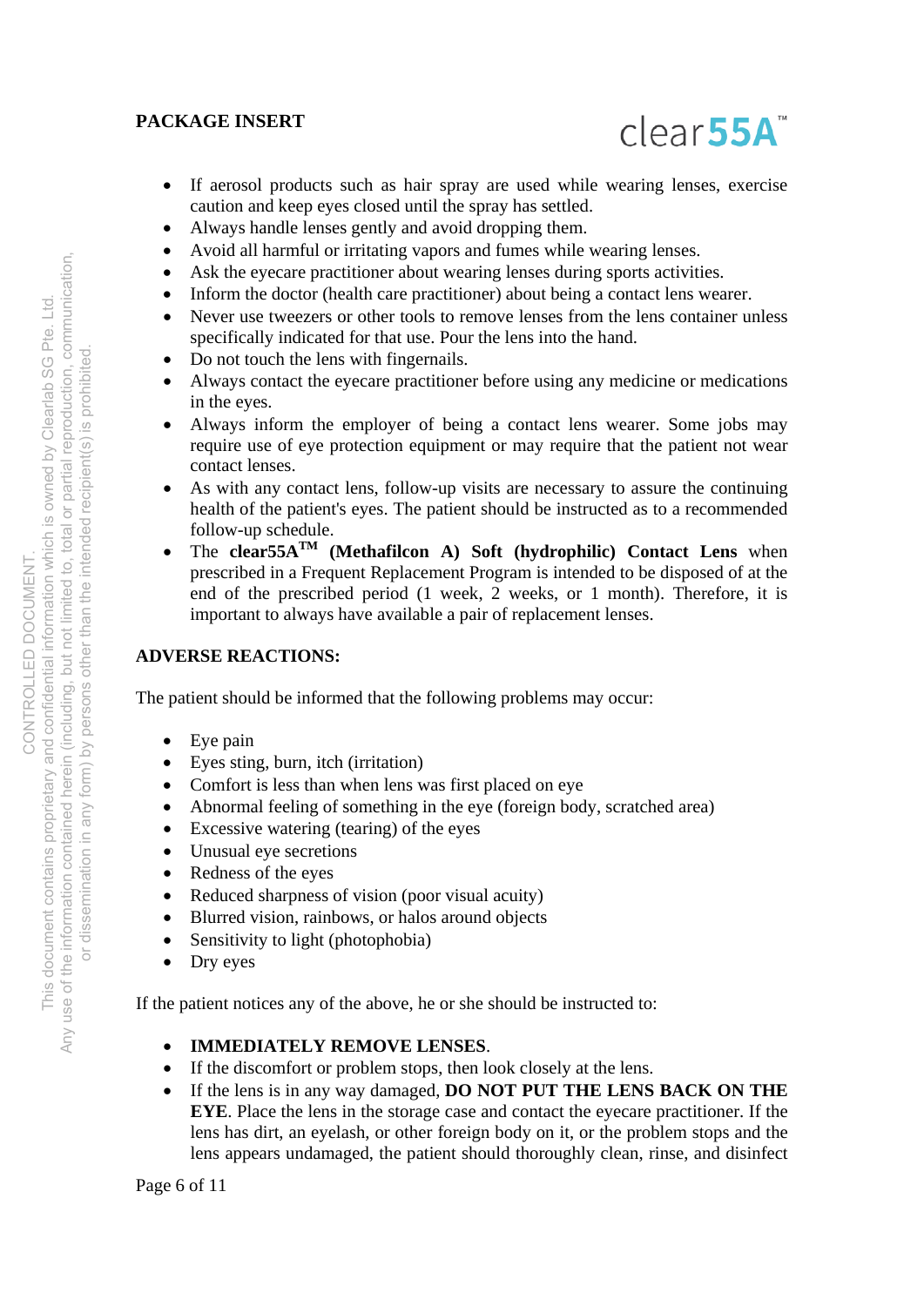- If aerosol products such as hair spray are used while wearing lenses, exercise caution and keep eyes closed until the spray has settled.
- Always handle lenses gently and avoid dropping them.
- Avoid all harmful or irritating vapors and fumes while wearing lenses.
- Ask the eyecare practitioner about wearing lenses during sports activities.
- Inform the doctor (health care practitioner) about being a contact lens wearer.
- Never use tweezers or other tools to remove lenses from the lens container unless specifically indicated for that use. Pour the lens into the hand.
- Do not touch the lens with fingernails.
- Always contact the eyecare practitioner before using any medicine or medications in the eyes.
- Always inform the employer of being a contact lens wearer. Some jobs may require use of eye protection equipment or may require that the patient not wear contact lenses.
- As with any contact lens, follow-up visits are necessary to assure the continuing health of the patient's eyes. The patient should be instructed as to a recommended follow-up schedule.
- The **clear55A™ (Methafilcon A) Soft (hydrophilic) Contact Lens** when prescribed in a Frequent Replacement Program is intended to be disposed of at the end of the prescribed period (1 week, 2 weeks, or 1 month). Therefore, it is important to always have available a pair of replacement lenses.

**ADVERSE REACTIONS:**

The patient should be informed that the following problems may occur:

- Eye pain
- Eyes sting, burn, itch (irritation)
- Comfort is less than when lens was first placed on eye
- Abnormal feeling of something in the eye (foreign body, scratched area)
- Excessive watering (tearing) of the eyes
- Unusual eye secretions
- Redness of the eyes
- Reduced sharpness of vision (poor visual acuity)
- Blurred vision, rainbows, or halos around objects
- Sensitivity to light (photophobia)
- Dry eyes

If the patient notices any of the above, he or she should be instructed to:

- **IMMEDIATELY REMOVE LENSES**.
- If the discomfort or problem stops, then look closely at the lens.
- If the lens is in any way damaged, **DO NOT PUT THE LENS BACK ON THE EYE**. Place the lens in the storage case and contact the eyecare practitioner. If the lens has dirt, an eyelash, or other foreign body on it, or the problem stops and the lens appears undamaged, the patient should thoroughly clean, rinse, and disinfect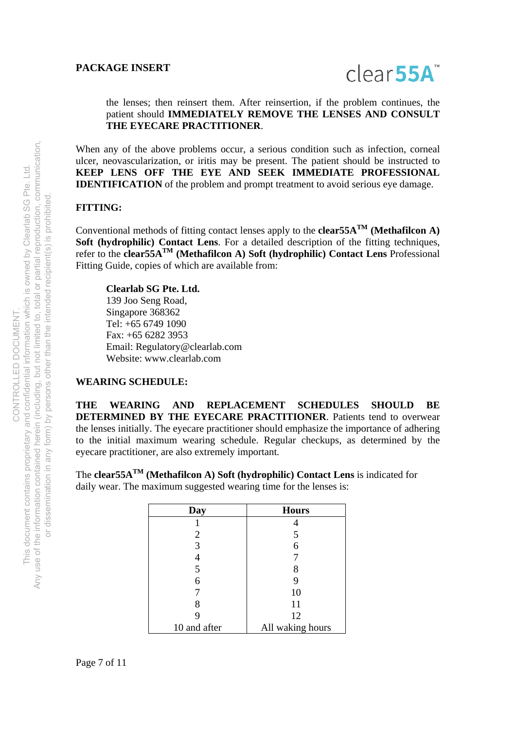the lenses; then reinsert them. After reinsertion, if the problem continues, the patient should **IMMEDIATELY REMOVE THE LENSES AND CONSULT THE EYECARE PRACTITIONER**.

When any of the above problems occur, a serious condition such as infection, corneal ulcer, neovascularization, or iritis may be present. The patient should be instructed to **KEEP LENS OFF THE EYE AND SEEK IMMEDIATE PROFESSIONAL IDENTIFICATION** of the problem and prompt treatment to avoid serious eye damage.

**FITTING:**

Conventional methods of fitting contact lenses apply to the **clear55A™ (Methafilcon A) Soft (hydrophilic) Contact Lens**. For a detailed description of the fitting techniques, refer to the **clear55A™ (Methafilcon A) Soft (hydrophilic) Contact Lens** Professional Fitting Guide, copies of which are available from:

**Clearlab SG Pte. Ltd.**
139 Joo Seng Road,
Singapore 368362
Tel: +65 6749 1090
Fax: +65 6282 3953
Email: Regulatory@clearlab.com
Website: www.clearlab.com

**WEARING SCHEDULE:**

**THE WEARING AND REPLACEMENT SCHEDULES SHOULD BE DETERMINED BY THE EYECARE PRACTITIONER**. Patients tend to overwear the lenses initially. The eyecare practitioner should emphasize the importance of adhering to the initial maximum wearing schedule. Regular checkups, as determined by the eyecare practitioner, are also extremely important.

The **clear55A™ (Methafilcon A) Soft (hydrophilic) Contact Lens** is indicated for daily wear. The maximum suggested wearing time for the lenses is:

| Day | Hours |
|---|---|
| 1 | 4 |
| 2 | 5 |
| 3 | 6 |
| 4 | 7 |
| 5 | 8 |
| 6 | 9 |
| 7 | 10 |
| 8 | 11 |
| 9 | 12 |
| 10 and after | All waking hours |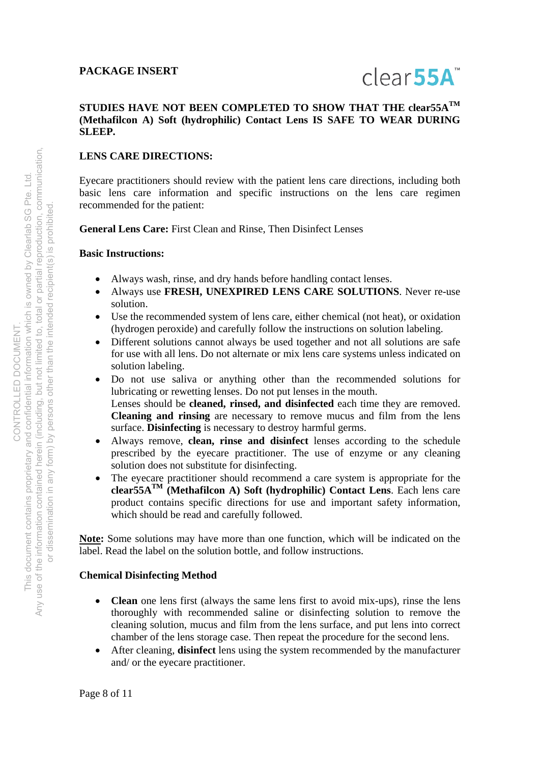**PACKAGE INSERT**

**STUDIES HAVE NOT BEEN COMPLETED TO SHOW THAT THE clear55A™ (Methafilcon A) Soft (hydrophilic) Contact Lens IS SAFE TO WEAR DURING SLEEP.**

**LENS CARE DIRECTIONS:**

Eyecare practitioners should review with the patient lens care directions, including both basic lens care information and specific instructions on the lens care regimen recommended for the patient:

**General Lens Care:** First Clean and Rinse, Then Disinfect Lenses

**Basic Instructions:**

- Always wash, rinse, and dry hands before handling contact lenses.
- Always use **FRESH, UNEXPIRED LENS CARE SOLUTIONS**. Never re-use solution.
- Use the recommended system of lens care, either chemical (not heat), or oxidation (hydrogen peroxide) and carefully follow the instructions on solution labeling.
- Different solutions cannot always be used together and not all solutions are safe for use with all lens. Do not alternate or mix lens care systems unless indicated on solution labeling.
- Do not use saliva or anything other than the recommended solutions for lubricating or rewetting lenses. Do not put lenses in the mouth.
  Lenses should be **cleaned, rinsed, and disinfected** each time they are removed. **Cleaning and rinsing** are necessary to remove mucus and film from the lens surface. **Disinfecting** is necessary to destroy harmful germs.
- Always remove, **clean, rinse and disinfect** lenses according to the schedule prescribed by the eyecare practitioner. The use of enzyme or any cleaning solution does not substitute for disinfecting.
- The eyecare practitioner should recommend a care system is appropriate for the **clear55A™ (Methafilcon A) Soft (hydrophilic) Contact Lens**. Each lens care product contains specific directions for use and important safety information, which should be read and carefully followed.

**Note:** Some solutions may have more than one function, which will be indicated on the label. Read the label on the solution bottle, and follow instructions.

**Chemical Disinfecting Method**

- **Clean** one lens first (always the same lens first to avoid mix-ups), rinse the lens thoroughly with recommended saline or disinfecting solution to remove the cleaning solution, mucus and film from the lens surface, and put lens into correct chamber of the lens storage case. Then repeat the procedure for the second lens.
- After cleaning, **disinfect** lens using the system recommended by the manufacturer and/ or the eyecare practitioner.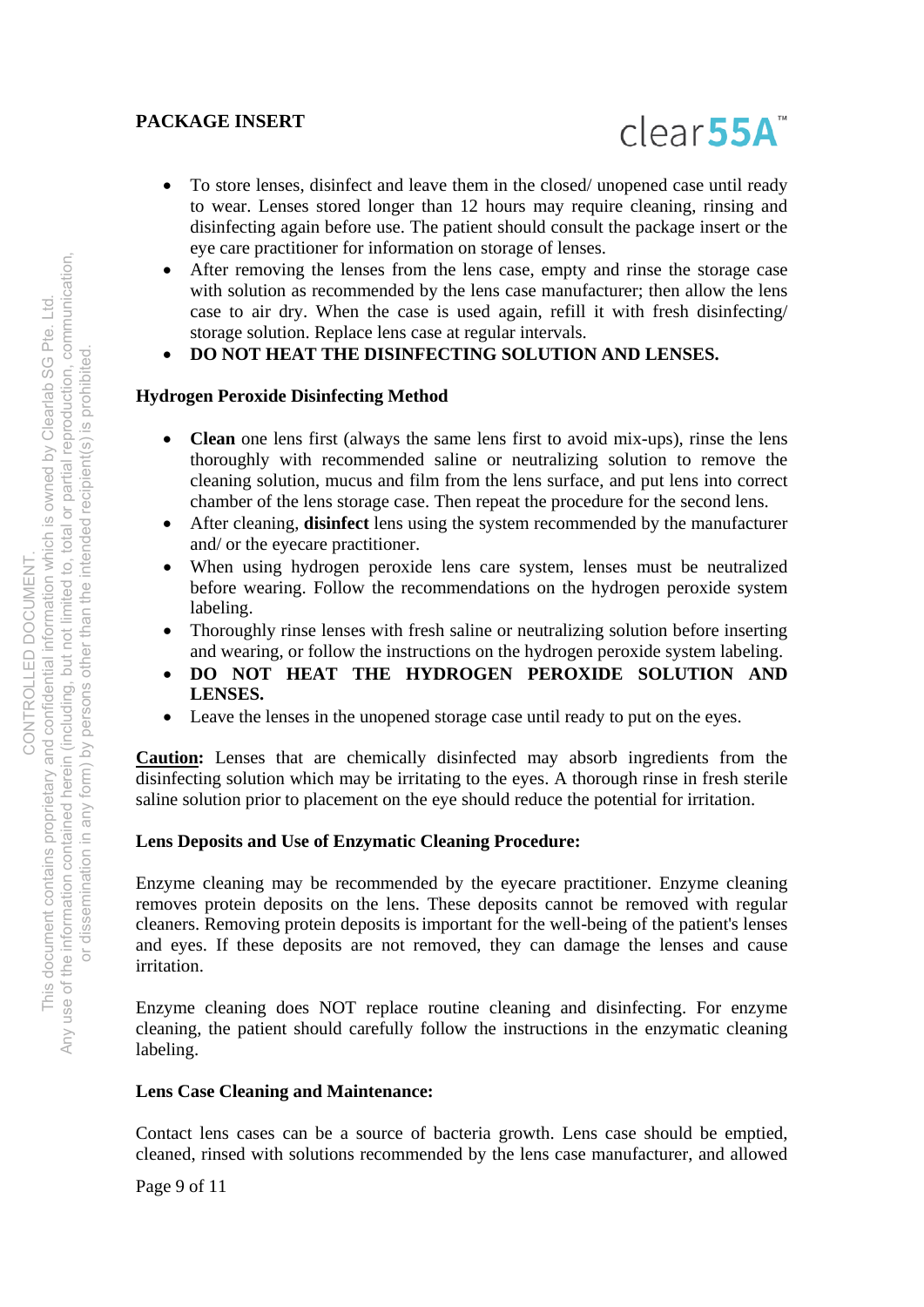- To store lenses, disinfect and leave them in the closed/ unopened case until ready to wear. Lenses stored longer than 12 hours may require cleaning, rinsing and disinfecting again before use. The patient should consult the package insert or the eye care practitioner for information on storage of lenses.
- After removing the lenses from the lens case, empty and rinse the storage case with solution as recommended by the lens case manufacturer; then allow the lens case to air dry. When the case is used again, refill it with fresh disinfecting/ storage solution. Replace lens case at regular intervals.
- **DO NOT HEAT THE DISINFECTING SOLUTION AND LENSES.**

**Hydrogen Peroxide Disinfecting Method**

- **Clean** one lens first (always the same lens first to avoid mix-ups), rinse the lens thoroughly with recommended saline or neutralizing solution to remove the cleaning solution, mucus and film from the lens surface, and put lens into correct chamber of the lens storage case. Then repeat the procedure for the second lens.
- After cleaning, **disinfect** lens using the system recommended by the manufacturer and/ or the eyecare practitioner.
- When using hydrogen peroxide lens care system, lenses must be neutralized before wearing. Follow the recommendations on the hydrogen peroxide system labeling.
- Thoroughly rinse lenses with fresh saline or neutralizing solution before inserting and wearing, or follow the instructions on the hydrogen peroxide system labeling.
- **DO NOT HEAT THE HYDROGEN PEROXIDE SOLUTION AND LENSES.**
- Leave the lenses in the unopened storage case until ready to put on the eyes.

**Caution:** Lenses that are chemically disinfected may absorb ingredients from the disinfecting solution which may be irritating to the eyes. A thorough rinse in fresh sterile saline solution prior to placement on the eye should reduce the potential for irritation.

**Lens Deposits and Use of Enzymatic Cleaning Procedure:**

Enzyme cleaning may be recommended by the eyecare practitioner. Enzyme cleaning removes protein deposits on the lens. These deposits cannot be removed with regular cleaners. Removing protein deposits is important for the well-being of the patient's lenses and eyes. If these deposits are not removed, they can damage the lenses and cause irritation.

Enzyme cleaning does NOT replace routine cleaning and disinfecting. For enzyme cleaning, the patient should carefully follow the instructions in the enzymatic cleaning labeling.

**Lens Case Cleaning and Maintenance:**

Contact lens cases can be a source of bacteria growth. Lens case should be emptied, cleaned, rinsed with solutions recommended by the lens case manufacturer, and allowed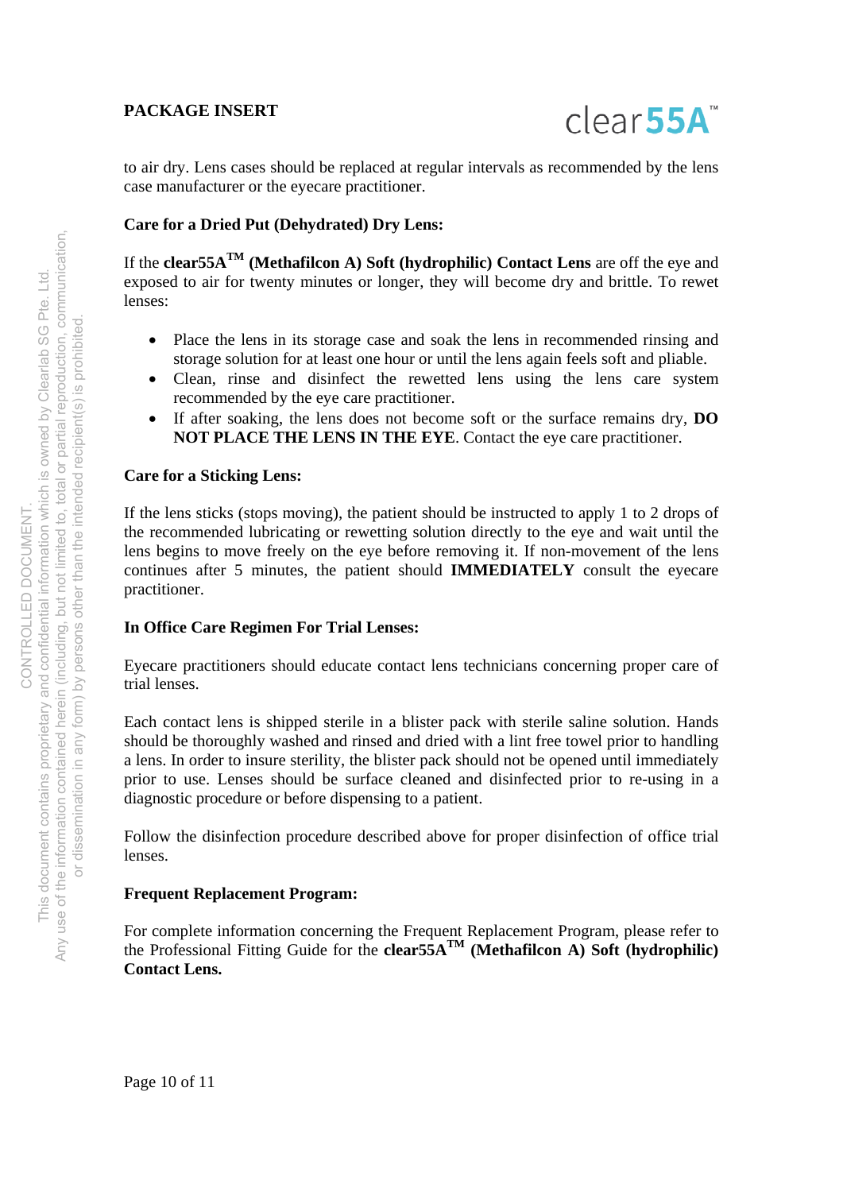to air dry. Lens cases should be replaced at regular intervals as recommended by the lens case manufacturer or the eyecare practitioner.

**Care for a Dried Put (Dehydrated) Dry Lens:**

If the **clear55A™ (Methafilcon A) Soft (hydrophilic) Contact Lens** are off the eye and exposed to air for twenty minutes or longer, they will become dry and brittle. To rewet lenses:

- Place the lens in its storage case and soak the lens in recommended rinsing and storage solution for at least one hour or until the lens again feels soft and pliable.
- Clean, rinse and disinfect the rewetted lens using the lens care system recommended by the eye care practitioner.
- If after soaking, the lens does not become soft or the surface remains dry, **DO NOT PLACE THE LENS IN THE EYE**. Contact the eye care practitioner.

**Care for a Sticking Lens:**

If the lens sticks (stops moving), the patient should be instructed to apply 1 to 2 drops of the recommended lubricating or rewetting solution directly to the eye and wait until the lens begins to move freely on the eye before removing it. If non-movement of the lens continues after 5 minutes, the patient should **IMMEDIATELY** consult the eyecare practitioner.

**In Office Care Regimen For Trial Lenses:**

Eyecare practitioners should educate contact lens technicians concerning proper care of trial lenses.

Each contact lens is shipped sterile in a blister pack with sterile saline solution. Hands should be thoroughly washed and rinsed and dried with a lint free towel prior to handling a lens. In order to insure sterility, the blister pack should not be opened until immediately prior to use. Lenses should be surface cleaned and disinfected prior to re-using in a diagnostic procedure or before dispensing to a patient.

Follow the disinfection procedure described above for proper disinfection of office trial lenses.

**Frequent Replacement Program:**

For complete information concerning the Frequent Replacement Program, please refer to the Professional Fitting Guide for the **clear55A™ (Methafilcon A) Soft (hydrophilic) Contact Lens.**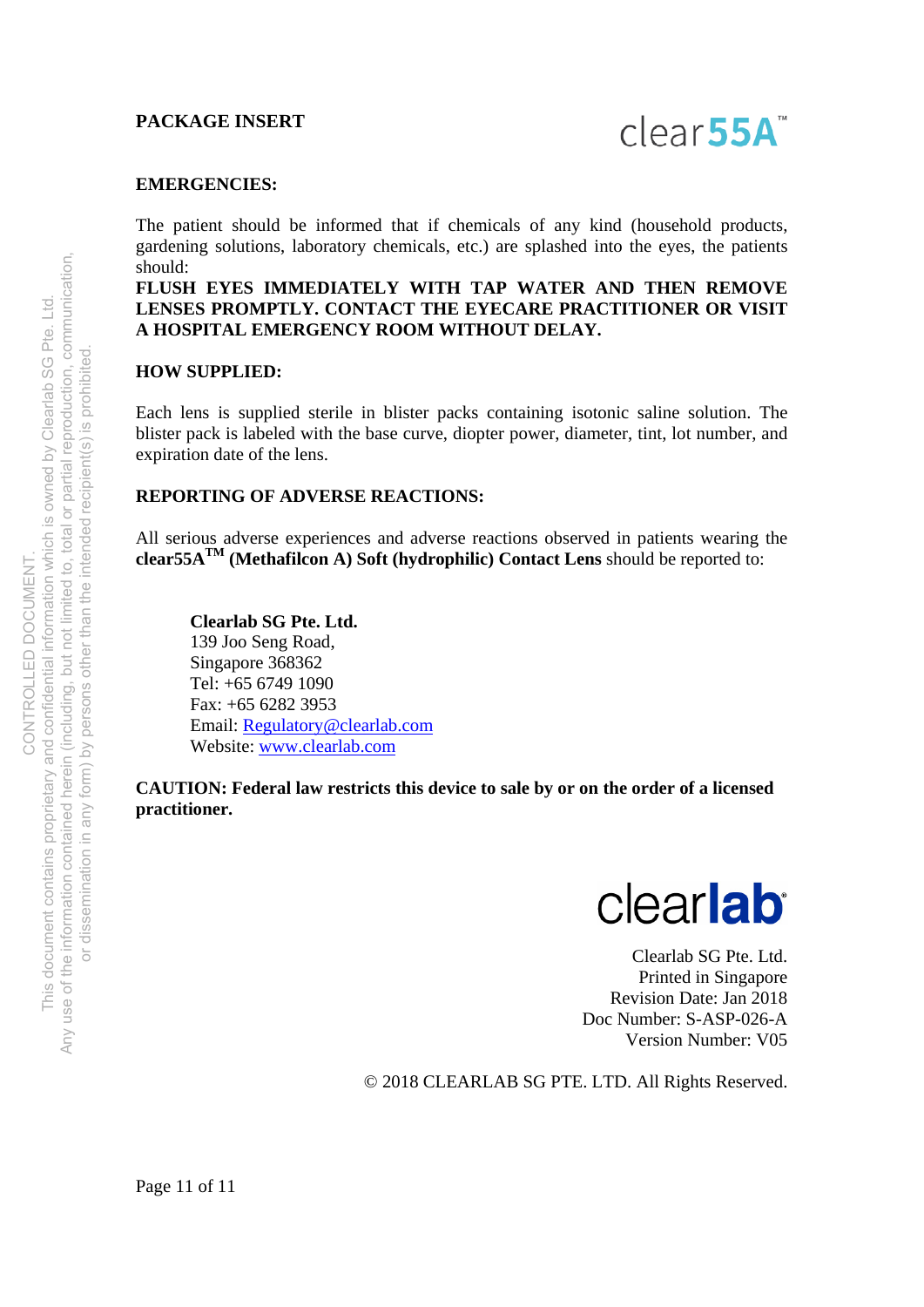**PACKAGE INSERT**

clear55A™

**EMERGENCIES:**

The patient should be informed that if chemicals of any kind (household products, gardening solutions, laboratory chemicals, etc.) are splashed into the eyes, the patients should:

**FLUSH EYES IMMEDIATELY WITH TAP WATER AND THEN REMOVE LENSES PROMPTLY. CONTACT THE EYECARE PRACTITIONER OR VISIT A HOSPITAL EMERGENCY ROOM WITHOUT DELAY.**

**HOW SUPPLIED:**

Each lens is supplied sterile in blister packs containing isotonic saline solution. The blister pack is labeled with the base curve, diopter power, diameter, tint, lot number, and expiration date of the lens.

**REPORTING OF ADVERSE REACTIONS:**

All serious adverse experiences and adverse reactions observed in patients wearing the **clear55A™ (Methafilcon A) Soft (hydrophilic) Contact Lens** should be reported to:

**Clearlab SG Pte. Ltd.**
139 Joo Seng Road,
Singapore 368362
Tel: +65 6749 1090
Fax: +65 6282 3953
Email: Regulatory@clearlab.com
Website: www.clearlab.com

**CAUTION: Federal law restricts this device to sale by or on the order of a licensed practitioner.**

clearlab

Clearlab SG Pte. Ltd.
Printed in Singapore
Revision Date: Jan 2018
Doc Number: S-ASP-026-A
Version Number: V05

© 2018 CLEARLAB SG PTE. LTD. All Rights Reserved.

CONTROLLED DOCUMENT.
This document contains proprietary and confidential information which is owned by Clearlab SG Pte. Ltd.
Any use of the information contained herein (including, but not limited to, total or partial reproduction, communication, or dissemination in any form) by persons other than the intended recipient(s) is prohibited.